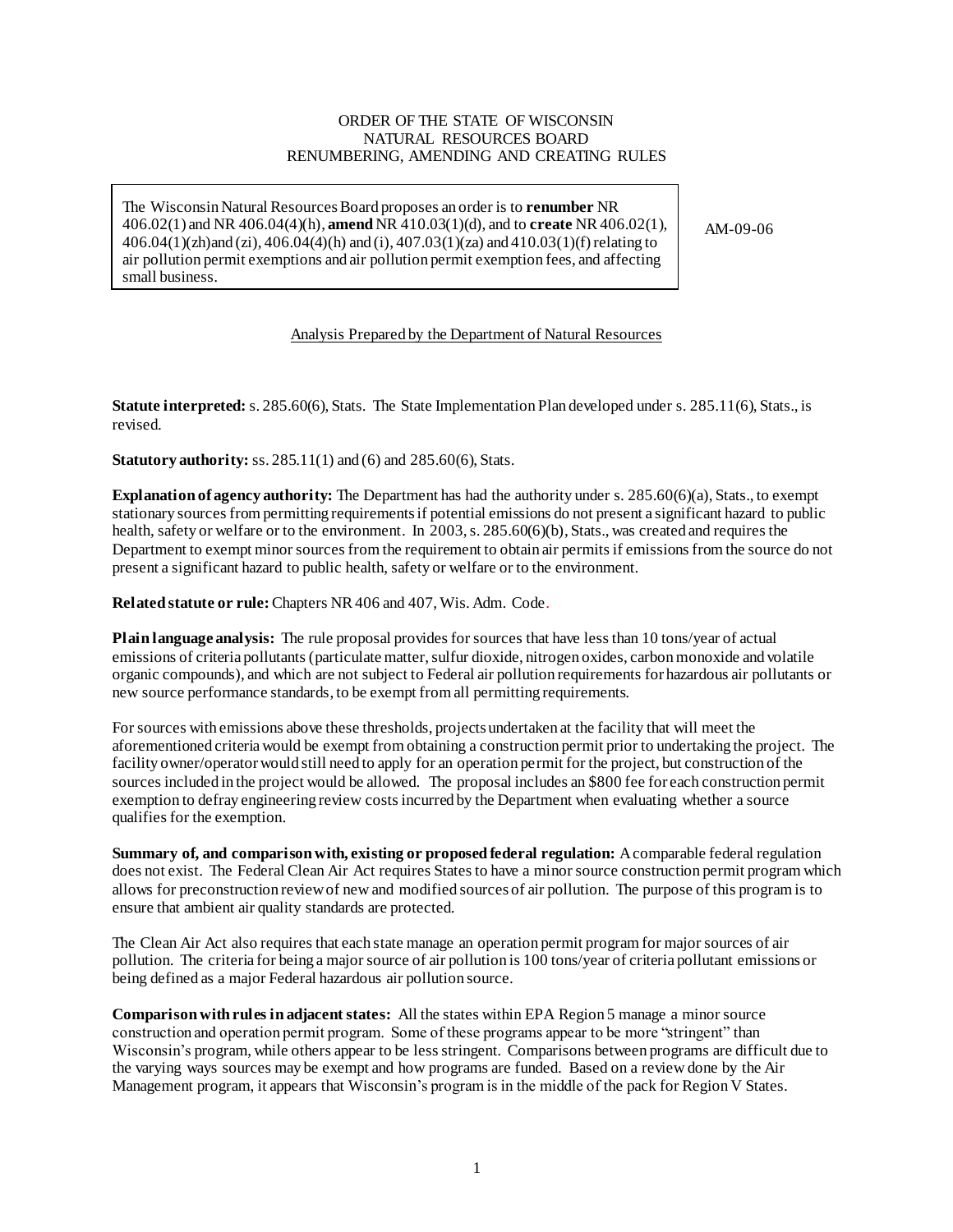ORDER OF THE STATE OF WISCONSIN
NATURAL RESOURCES BOARD
RENUMBERING, AMENDING AND CREATING RULES

The Wisconsin Natural Resources Board proposes an order is to **renumber** NR 406.02(1) and NR 406.04(4)(h), **amend** NR 410.03(1)(d), and to **create** NR 406.02(1), 406.04(1)(zh)and (zi), 406.04(4)(h) and (i), 407.03(1)(za) and 410.03(1)(f) relating to air pollution permit exemptions and air pollution permit exemption fees, and affecting small business.

AM-09-06

Analysis Prepared by the Department of Natural Resources

**Statute interpreted:** s. 285.60(6), Stats. The State Implementation Plan developed under s. 285.11(6), Stats., is revised.

**Statutory authority:** ss. 285.11(1) and (6) and 285.60(6), Stats.

**Explanation of agency authority:** The Department has had the authority under s. 285.60(6)(a), Stats., to exempt stationary sources from permitting requirements if potential emissions do not present a significant hazard to public health, safety or welfare or to the environment. In 2003, s. 285.60(6)(b), Stats., was created and requires the Department to exempt minor sources from the requirement to obtain air permits if emissions from the source do not present a significant hazard to public health, safety or welfare or to the environment.

**Related statute or rule:** Chapters NR 406 and 407, Wis. Adm. Code.

**Plain language analysis:** The rule proposal provides for sources that have less than 10 tons/year of actual emissions of criteria pollutants (particulate matter, sulfur dioxide, nitrogen oxides, carbon monoxide and volatile organic compounds), and which are not subject to Federal air pollution requirements for hazardous air pollutants or new source performance standards, to be exempt from all permitting requirements.

For sources with emissions above these thresholds, projects undertaken at the facility that will meet the aforementioned criteria would be exempt from obtaining a construction permit prior to undertaking the project. The facility owner/operator would still need to apply for an operation permit for the project, but construction of the sources included in the project would be allowed. The proposal includes an $800 fee for each construction permit exemption to defray engineering review costs incurred by the Department when evaluating whether a source qualifies for the exemption.

**Summary of, and comparison with, existing or proposed federal regulation:** A comparable federal regulation does not exist. The Federal Clean Air Act requires States to have a minor source construction permit program which allows for preconstruction review of new and modified sources of air pollution. The purpose of this program is to ensure that ambient air quality standards are protected.

The Clean Air Act also requires that each state manage an operation permit program for major sources of air pollution. The criteria for being a major source of air pollution is 100 tons/year of criteria pollutant emissions or being defined as a major Federal hazardous air pollution source.

**Comparison with rules in adjacent states:** All the states within EPA Region 5 manage a minor source construction and operation permit program. Some of these programs appear to be more "stringent" than Wisconsin's program, while others appear to be less stringent. Comparisons between programs are difficult due to the varying ways sources may be exempt and how programs are funded. Based on a review done by the Air Management program, it appears that Wisconsin's program is in the middle of the pack for Region V States.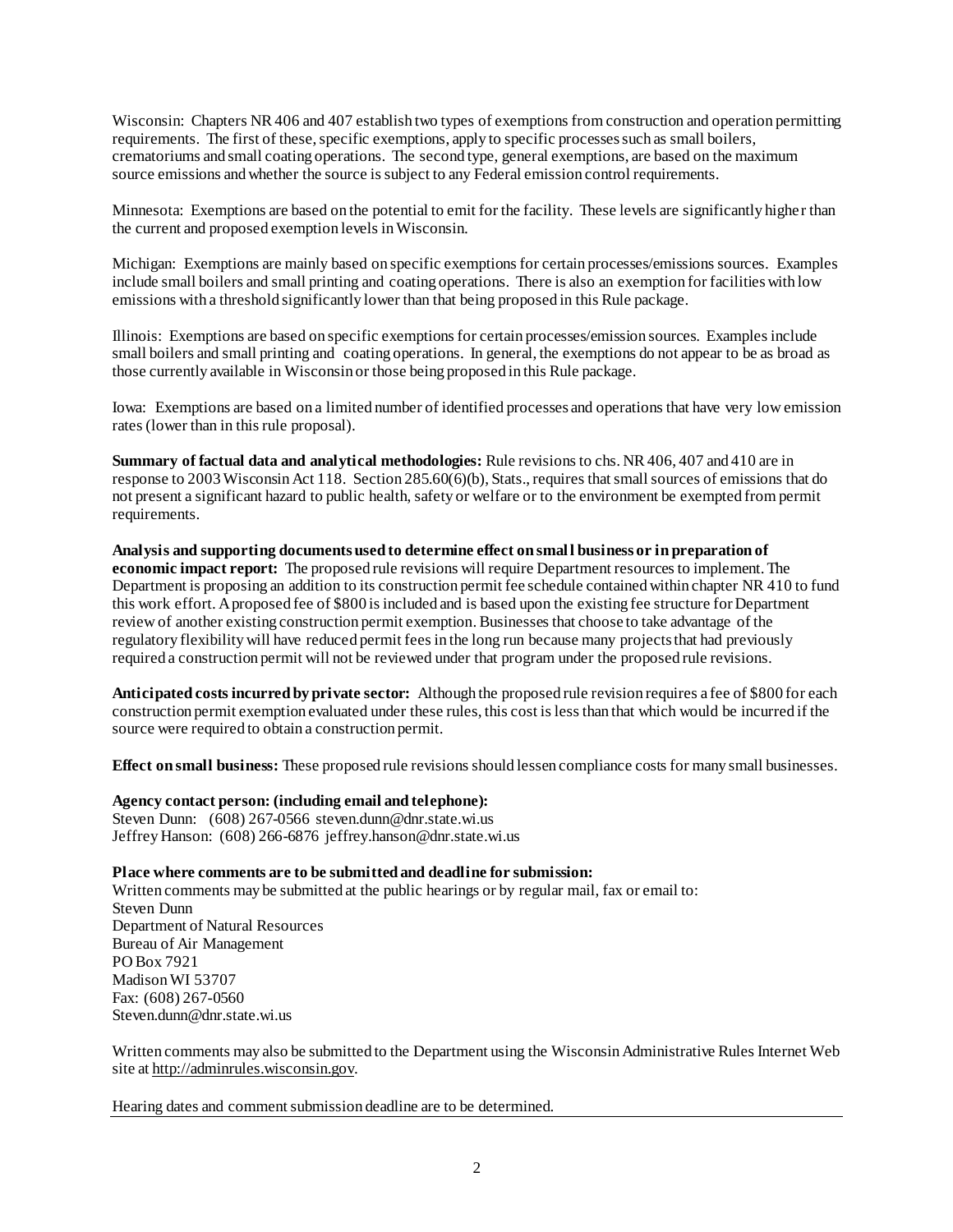Wisconsin: Chapters NR 406 and 407 establish two types of exemptions from construction and operation permitting requirements. The first of these, specific exemptions, apply to specific processes such as small boilers, crematoriums and small coating operations. The second type, general exemptions, are based on the maximum source emissions and whether the source is subject to any Federal emission control requirements.

Minnesota: Exemptions are based on the potential to emit for the facility. These levels are significantly higher than the current and proposed exemption levels in Wisconsin.

Michigan: Exemptions are mainly based on specific exemptions for certain processes/emissions sources. Examples include small boilers and small printing and coating operations. There is also an exemption for facilities with low emissions with a threshold significantly lower than that being proposed in this Rule package.

Illinois: Exemptions are based on specific exemptions for certain processes/emission sources. Examples include small boilers and small printing and coating operations. In general, the exemptions do not appear to be as broad as those currently available in Wisconsin or those being proposed in this Rule package.

Iowa: Exemptions are based on a limited number of identified processes and operations that have very low emission rates (lower than in this rule proposal).

**Summary of factual data and analytical methodologies:** Rule revisions to chs. NR 406, 407 and 410 are in response to 2003 Wisconsin Act 118. Section 285.60(6)(b), Stats., requires that small sources of emissions that do not present a significant hazard to public health, safety or welfare or to the environment be exempted from permit requirements.

**Analysis and supporting documents used to determine effect on small business or in preparation of economic impact report:** The proposed rule revisions will require Department resources to implement. The Department is proposing an addition to its construction permit fee schedule contained within chapter NR 410 to fund this work effort. A proposed fee of $800 is included and is based upon the existing fee structure for Department review of another existing construction permit exemption. Businesses that choose to take advantage of the regulatory flexibility will have reduced permit fees in the long run because many projects that had previously required a construction permit will not be reviewed under that program under the proposed rule revisions.

**Anticipated costs incurred by private sector:** Although the proposed rule revision requires a fee of $800 for each construction permit exemption evaluated under these rules, this cost is less than that which would be incurred if the source were required to obtain a construction permit.

**Effect on small business:** These proposed rule revisions should lessen compliance costs for many small businesses.

**Agency contact person: (including email and telephone):**
Steven Dunn: (608) 267-0566 steven.dunn@dnr.state.wi.us
Jeffrey Hanson: (608) 266-6876 jeffrey.hanson@dnr.state.wi.us

**Place where comments are to be submitted and deadline for submission:**
Written comments may be submitted at the public hearings or by regular mail, fax or email to:
Steven Dunn
Department of Natural Resources
Bureau of Air Management
PO Box 7921
Madison WI 53707
Fax: (608) 267-0560
Steven.dunn@dnr.state.wi.us

Written comments may also be submitted to the Department using the Wisconsin Administrative Rules Internet Web site at http://adminrules.wisconsin.gov.

Hearing dates and comment submission deadline are to be determined.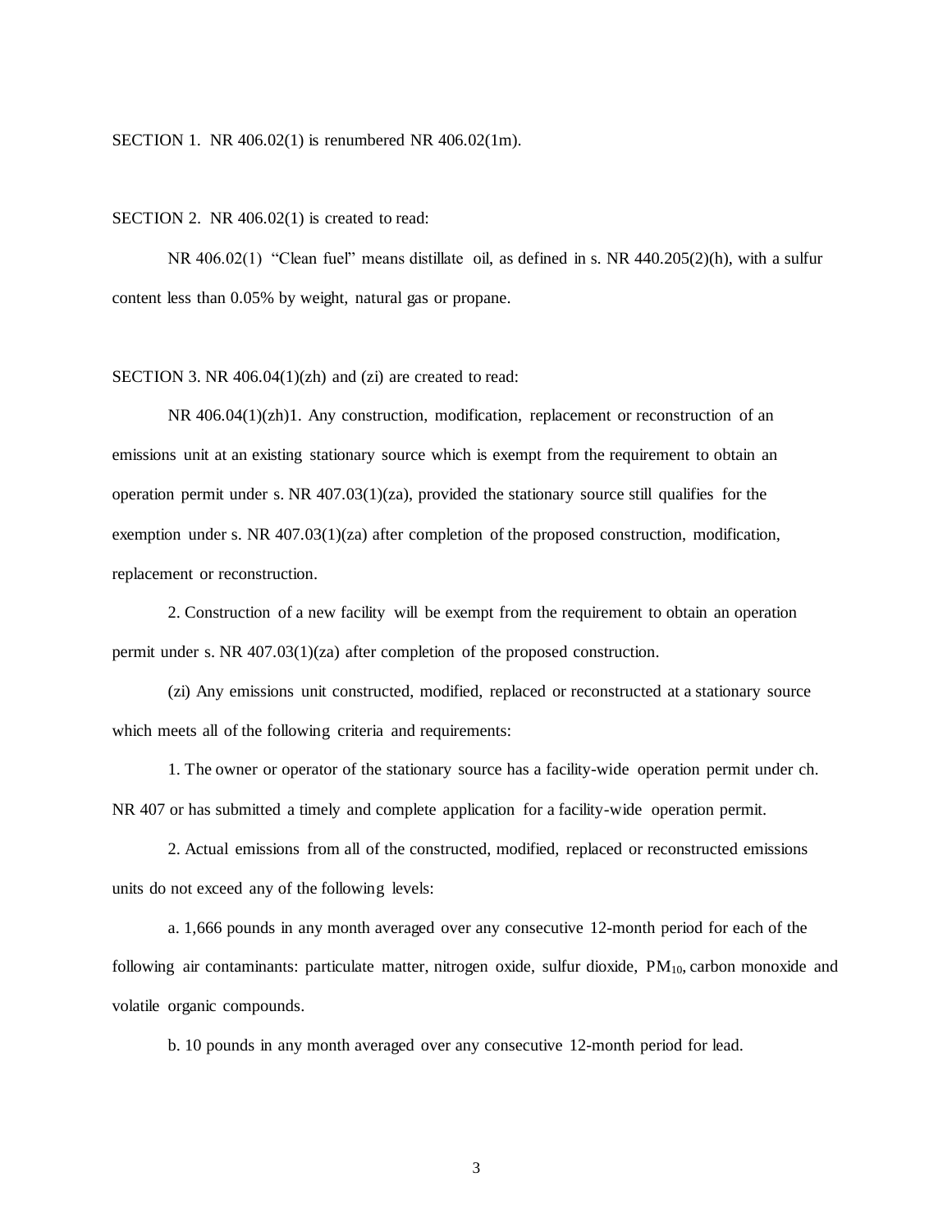SECTION 1. NR 406.02(1) is renumbered NR 406.02(1m).

SECTION 2. NR 406.02(1) is created to read:

NR 406.02(1) "Clean fuel" means distillate oil, as defined in s. NR 440.205(2)(h), with a sulfur content less than 0.05% by weight, natural gas or propane.

SECTION 3. NR 406.04(1)(zh) and (zi) are created to read:

NR 406.04(1)(zh)1. Any construction, modification, replacement or reconstruction of an emissions unit at an existing stationary source which is exempt from the requirement to obtain an operation permit under s. NR 407.03(1)(za), provided the stationary source still qualifies for the exemption under s. NR 407.03(1)(za) after completion of the proposed construction, modification, replacement or reconstruction.

2. Construction of a new facility will be exempt from the requirement to obtain an operation permit under s. NR 407.03(1)(za) after completion of the proposed construction.

(zi) Any emissions unit constructed, modified, replaced or reconstructed at a stationary source which meets all of the following criteria and requirements:

1. The owner or operator of the stationary source has a facility-wide operation permit under ch. NR 407 or has submitted a timely and complete application for a facility-wide operation permit.

2. Actual emissions from all of the constructed, modified, replaced or reconstructed emissions units do not exceed any of the following levels:

a. 1,666 pounds in any month averaged over any consecutive 12-month period for each of the following air contaminants: particulate matter, nitrogen oxide, sulfur dioxide, $PM_{10}$, carbon monoxide and volatile organic compounds.

b. 10 pounds in any month averaged over any consecutive 12-month period for lead.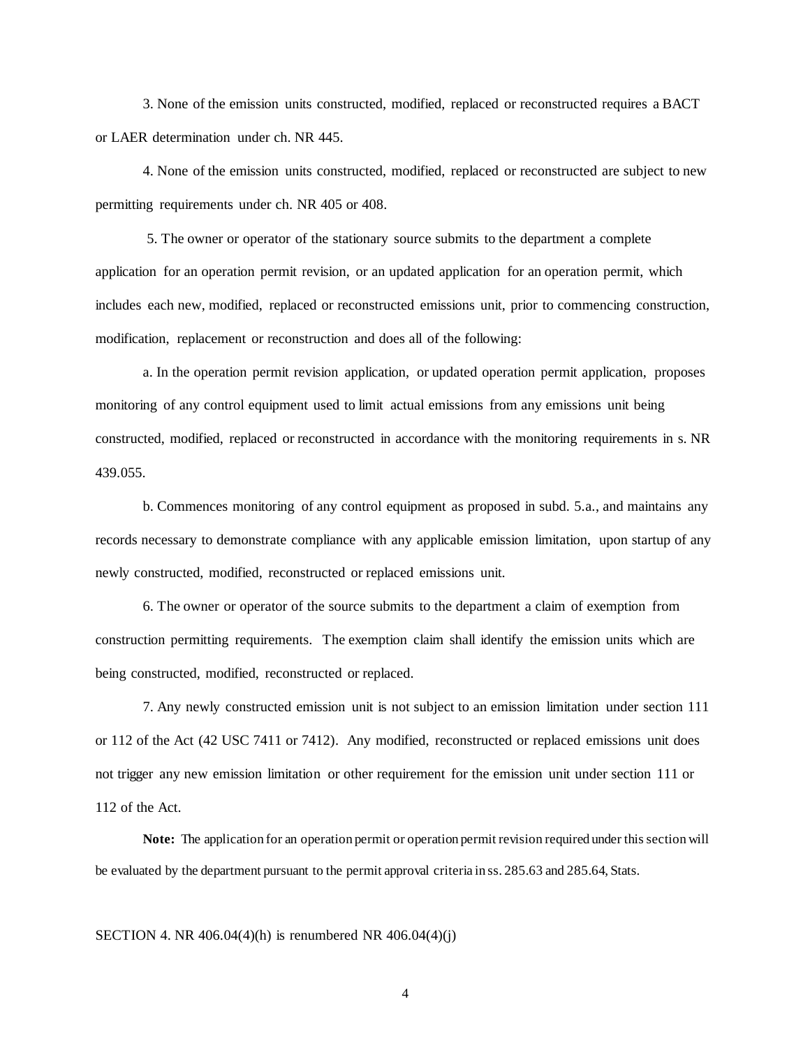3. None of the emission units constructed, modified, replaced or reconstructed requires a BACT or LAER determination under ch. NR 445.

4. None of the emission units constructed, modified, replaced or reconstructed are subject to new permitting requirements under ch. NR 405 or 408.

5. The owner or operator of the stationary source submits to the department a complete application for an operation permit revision, or an updated application for an operation permit, which includes each new, modified, replaced or reconstructed emissions unit, prior to commencing construction, modification, replacement or reconstruction and does all of the following:

a. In the operation permit revision application, or updated operation permit application, proposes monitoring of any control equipment used to limit actual emissions from any emissions unit being constructed, modified, replaced or reconstructed in accordance with the monitoring requirements in s. NR 439.055.

b. Commences monitoring of any control equipment as proposed in subd. 5.a., and maintains any records necessary to demonstrate compliance with any applicable emission limitation, upon startup of any newly constructed, modified, reconstructed or replaced emissions unit.

6. The owner or operator of the source submits to the department a claim of exemption from construction permitting requirements. The exemption claim shall identify the emission units which are being constructed, modified, reconstructed or replaced.

7. Any newly constructed emission unit is not subject to an emission limitation under section 111 or 112 of the Act (42 USC 7411 or 7412). Any modified, reconstructed or replaced emissions unit does not trigger any new emission limitation or other requirement for the emission unit under section 111 or 112 of the Act.

**Note:** The application for an operation permit or operation permit revision required under this section will be evaluated by the department pursuant to the permit approval criteria in ss. 285.63 and 285.64, Stats.

SECTION 4. NR 406.04(4)(h) is renumbered NR 406.04(4)(j)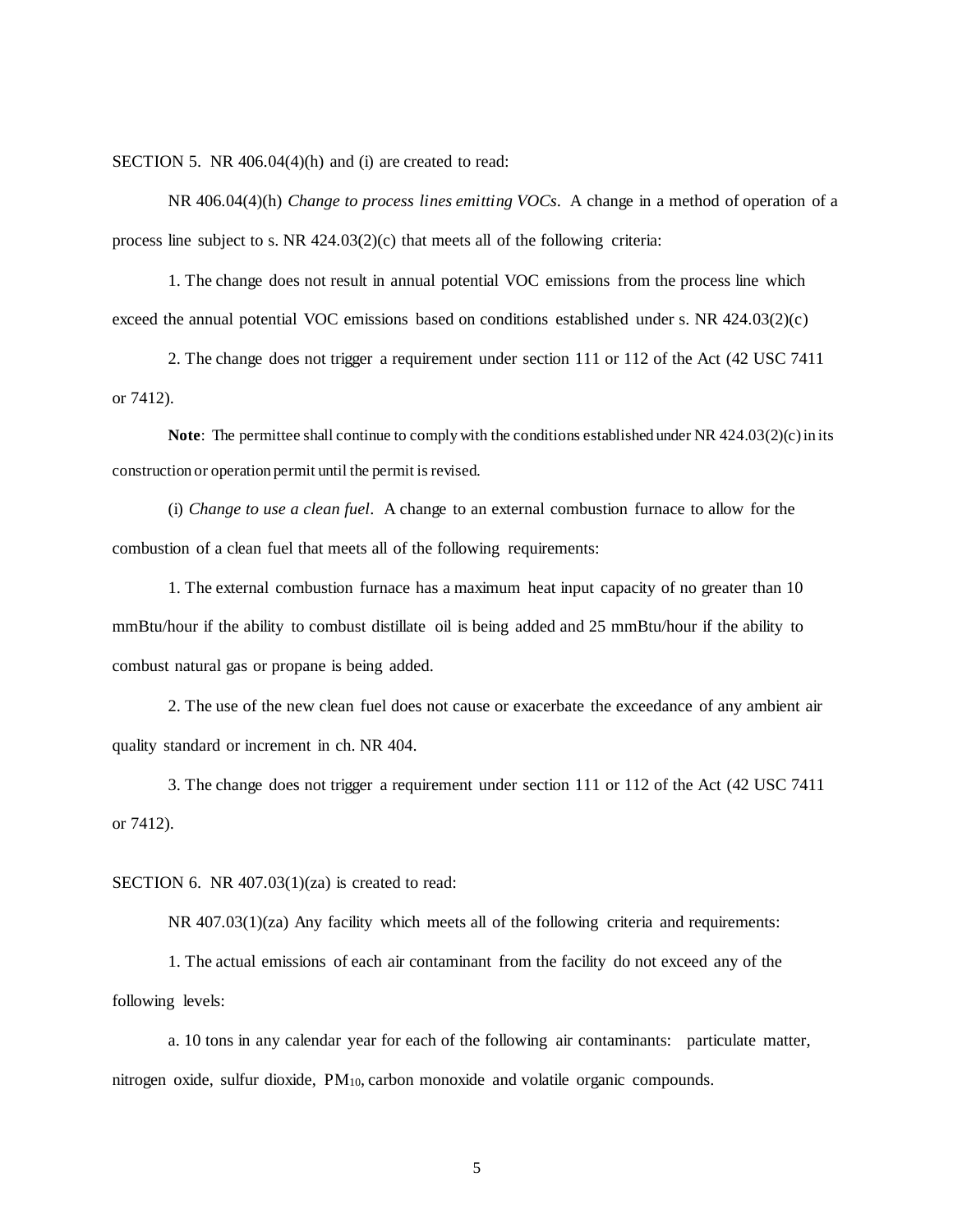SECTION 5. NR 406.04(4)(h) and (i) are created to read:

NR 406.04(4)(h) *Change to process lines emitting VOCs*. A change in a method of operation of a process line subject to s. NR 424.03(2)(c) that meets all of the following criteria:

1. The change does not result in annual potential VOC emissions from the process line which exceed the annual potential VOC emissions based on conditions established under s. NR 424.03(2)(c)

2. The change does not trigger a requirement under section 111 or 112 of the Act (42 USC 7411 or 7412).

**Note**: The permittee shall continue to comply with the conditions established under NR 424.03(2)(c) in its construction or operation permit until the permit is revised.

(i) *Change to use a clean fuel*. A change to an external combustion furnace to allow for the combustion of a clean fuel that meets all of the following requirements:

1. The external combustion furnace has a maximum heat input capacity of no greater than 10 mmBtu/hour if the ability to combust distillate oil is being added and 25 mmBtu/hour if the ability to combust natural gas or propane is being added.

2. The use of the new clean fuel does not cause or exacerbate the exceedance of any ambient air quality standard or increment in ch. NR 404.

3. The change does not trigger a requirement under section 111 or 112 of the Act (42 USC 7411 or 7412).

SECTION 6. NR 407.03(1)(za) is created to read:

NR 407.03(1)(za) Any facility which meets all of the following criteria and requirements:

1. The actual emissions of each air contaminant from the facility do not exceed any of the following levels:

a. 10 tons in any calendar year for each of the following air contaminants: particulate matter, nitrogen oxide, sulfur dioxide, $PM_{10}$, carbon monoxide and volatile organic compounds.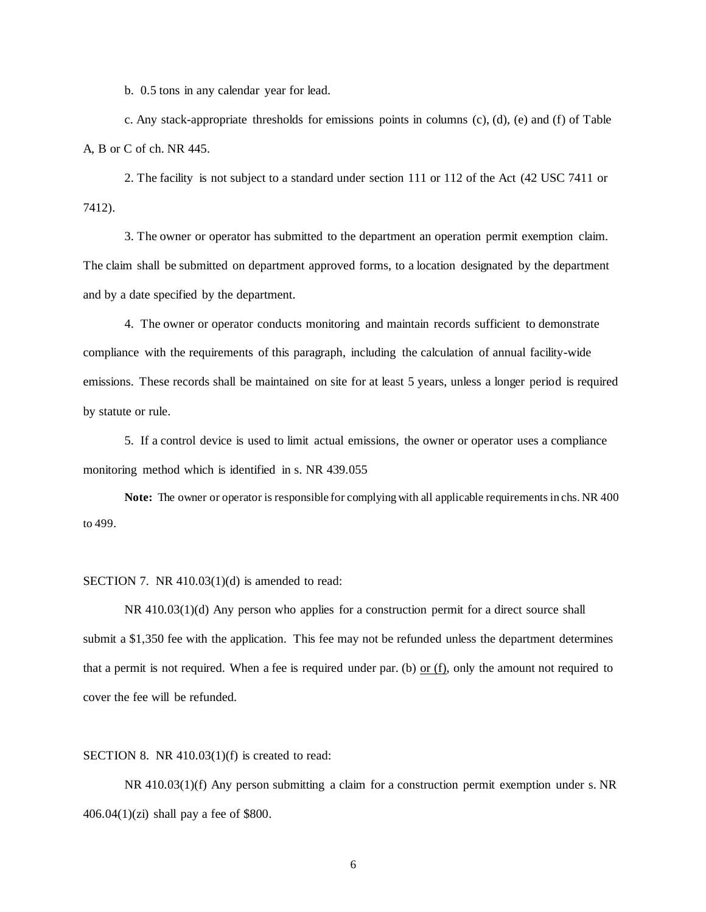b. 0.5 tons in any calendar year for lead.

c. Any stack-appropriate thresholds for emissions points in columns (c), (d), (e) and (f) of Table A, B or C of ch. NR 445.

2. The facility is not subject to a standard under section 111 or 112 of the Act (42 USC 7411 or 7412).

3. The owner or operator has submitted to the department an operation permit exemption claim. The claim shall be submitted on department approved forms, to a location designated by the department and by a date specified by the department.

4. The owner or operator conducts monitoring and maintain records sufficient to demonstrate compliance with the requirements of this paragraph, including the calculation of annual facility-wide emissions. These records shall be maintained on site for at least 5 years, unless a longer period is required by statute or rule.

5. If a control device is used to limit actual emissions, the owner or operator uses a compliance monitoring method which is identified in s. NR 439.055

**Note:** The owner or operator is responsible for complying with all applicable requirements in chs. NR 400 to 499.

SECTION 7. NR 410.03(1)(d) is amended to read:

NR 410.03(1)(d) Any person who applies for a construction permit for a direct source shall submit a $1,350 fee with the application. This fee may not be refunded unless the department determines that a permit is not required. When a fee is required under par. (b) <u>or (f)</u>, only the amount not required to cover the fee will be refunded.

SECTION 8. NR 410.03(1)(f) is created to read:

NR 410.03(1)(f) Any person submitting a claim for a construction permit exemption under s. NR 406.04(1)(zi) shall pay a fee of $800.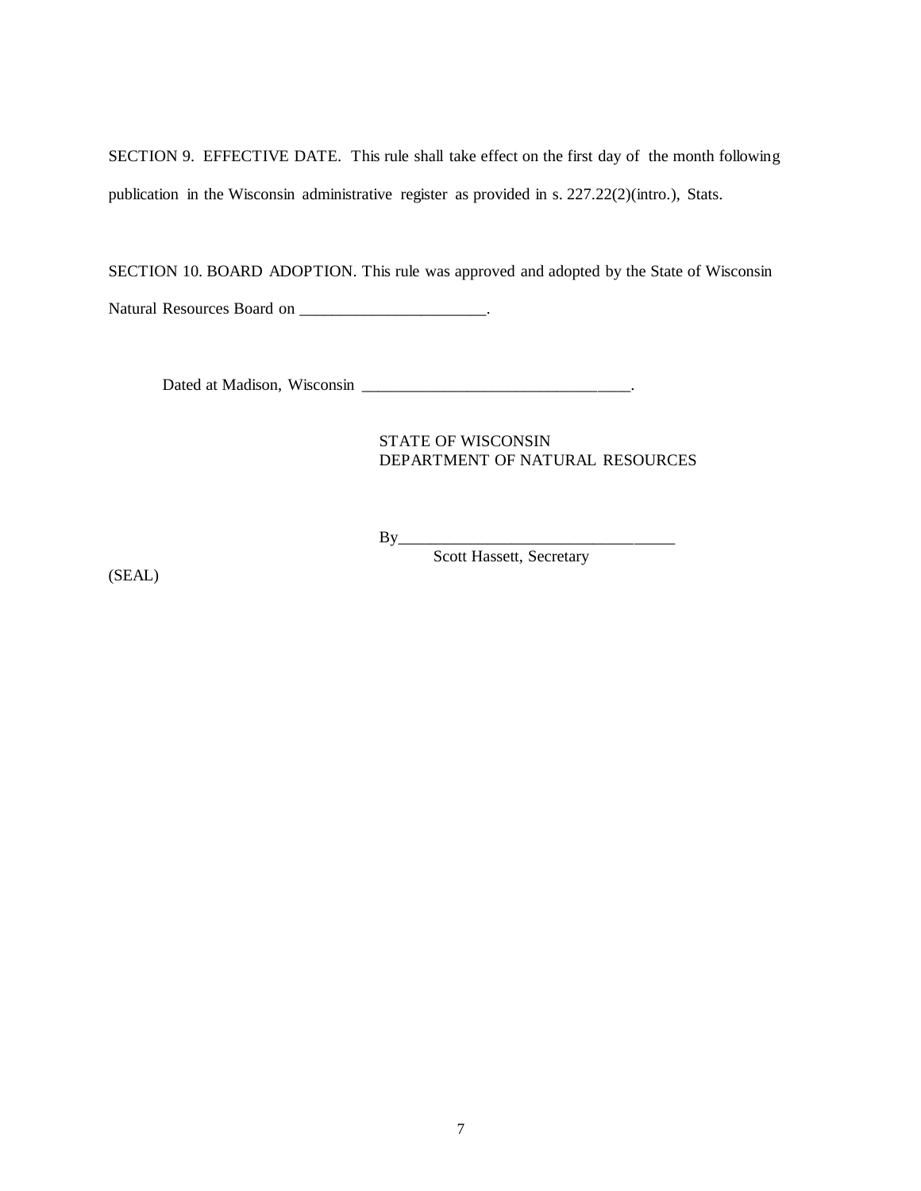SECTION 9. EFFECTIVE DATE. This rule shall take effect on the first day of the month following publication in the Wisconsin administrative register as provided in s. 227.22(2)(intro.), Stats.

SECTION 10. BOARD ADOPTION. This rule was approved and adopted by the State of Wisconsin Natural Resources Board on _______________________.

Dated at Madison, Wisconsin _________________________________.

STATE OF WISCONSIN
DEPARTMENT OF NATURAL RESOURCES

By__________________________________
Scott Hassett, Secretary

(SEAL)